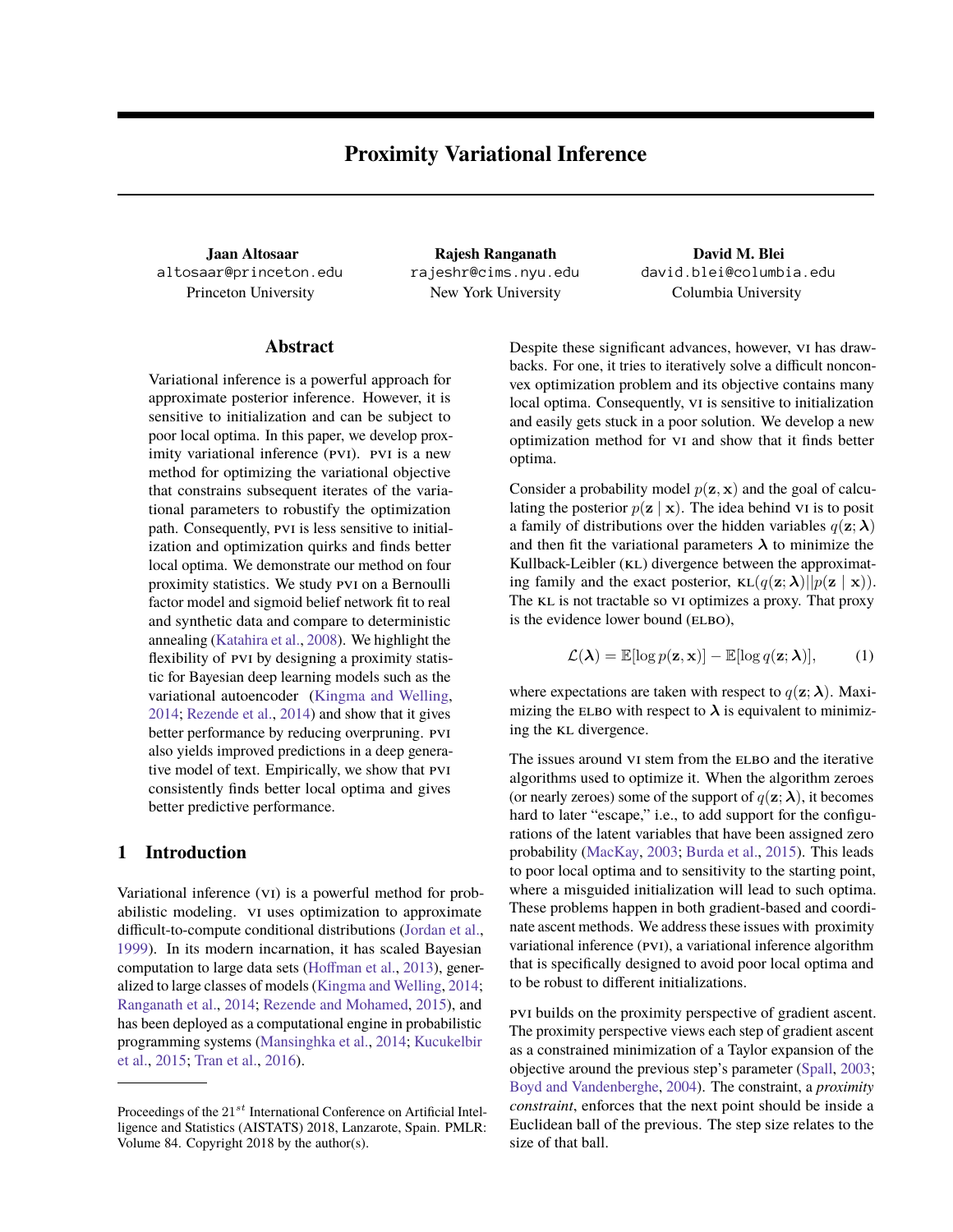# Proximity Variational Inference

**Jaan Altosaar**
altosaar@princeton.edu
Princeton University

**Rajesh Ranganath**
rajeshr@cims.nyu.edu
New York University

**David M. Blei**
david.blei@columbia.edu
Columbia University

## Abstract

Variational inference is a powerful approach for approximate posterior inference. However, it is sensitive to initialization and can be subject to poor local optima. In this paper, we develop proximity variational inference (PVI). PVI is a new method for optimizing the variational objective that constrains subsequent iterates of the variational parameters to robustify the optimization path. Consequently, PVI is less sensitive to initialization and optimization quirks and finds better local optima. We demonstrate our method on four proximity statistics. We study PVI on a Bernoulli factor model and sigmoid belief network fit to real and synthetic data and compare to deterministic annealing (Katahira et al., 2008). We highlight the flexibility of PVI by designing a proximity statistic for Bayesian deep learning models such as the variational autoencoder (Kingma and Welling, 2014; Rezende et al., 2014) and show that it gives better performance by reducing overpruning. PVI also yields improved predictions in a deep generative model of text. Empirically, we show that PVI consistently finds better local optima and gives better predictive performance.

## 1 Introduction

Variational inference (VI) is a powerful method for probabilistic modeling. VI uses optimization to approximate difficult-to-compute conditional distributions (Jordan et al., 1999). In its modern incarnation, it has scaled Bayesian computation to large data sets (Hoffman et al., 2013), generalized to large classes of models (Kingma and Welling, 2014; Ranganath et al., 2014; Rezende and Mohamed, 2015), and has been deployed as a computational engine in probabilistic programming systems (Mansinghka et al., 2014; Kucukelbir et al., 2015; Tran et al., 2016).

Despite these significant advances, however, VI has drawbacks. For one, it tries to iteratively solve a difficult nonconvex optimization problem and its objective contains many local optima. Consequently, VI is sensitive to initialization and easily gets stuck in a poor solution. We develop a new optimization method for VI and show that it finds better optima.

Consider a probability model $p(\mathbf{z}, \mathbf{x})$ and the goal of calculating the posterior $p(\mathbf{z} \mid \mathbf{x})$. The idea behind VI is to posit a family of distributions over the hidden variables $q(\mathbf{z}; \boldsymbol{\lambda})$ and then fit the variational parameters $\boldsymbol{\lambda}$ to minimize the Kullback-Leibler (KL) divergence between the approximating family and the exact posterior, $\text{KL}(q(\mathbf{z}; \boldsymbol{\lambda}) || p(\mathbf{z} \mid \mathbf{x}))$. The KL is not tractable so VI optimizes a proxy. That proxy is the evidence lower bound (ELBO),

$$\mathcal{L}(\boldsymbol{\lambda}) = \mathbb{E}[\log p(\mathbf{z}, \mathbf{x})] - \mathbb{E}[\log q(\mathbf{z}; \boldsymbol{\lambda})], \tag{1}$$

where expectations are taken with respect to $q(\mathbf{z}; \boldsymbol{\lambda})$. Maximizing the ELBO with respect to $\boldsymbol{\lambda}$ is equivalent to minimizing the KL divergence.

The issues around VI stem from the ELBO and the iterative algorithms used to optimize it. When the algorithm zeroes (or nearly zeroes) some of the support of $q(\mathbf{z}; \boldsymbol{\lambda})$, it becomes hard to later "escape," i.e., to add support for the configurations of the latent variables that have been assigned zero probability (MacKay, 2003; Burda et al., 2015). This leads to poor local optima and to sensitivity to the starting point, where a misguided initialization will lead to such optima. These problems happen in both gradient-based and coordinate ascent methods. We address these issues with proximity variational inference (PVI), a variational inference algorithm that is specifically designed to avoid poor local optima and to be robust to different initializations.

PVI builds on the proximity perspective of gradient ascent. The proximity perspective views each step of gradient ascent as a constrained minimization of a Taylor expansion of the objective around the previous step's parameter (Spall, 2003; Boyd and Vandenberghe, 2004). The constraint, a *proximity constraint*, enforces that the next point should be inside a Euclidean ball of the previous. The step size relates to the size of that ball.

Proceedings of the 21st International Conference on Artificial Intelligence and Statistics (AISTATS) 2018, Lanzarote, Spain. PMLR: Volume 84. Copyright 2018 by the author(s).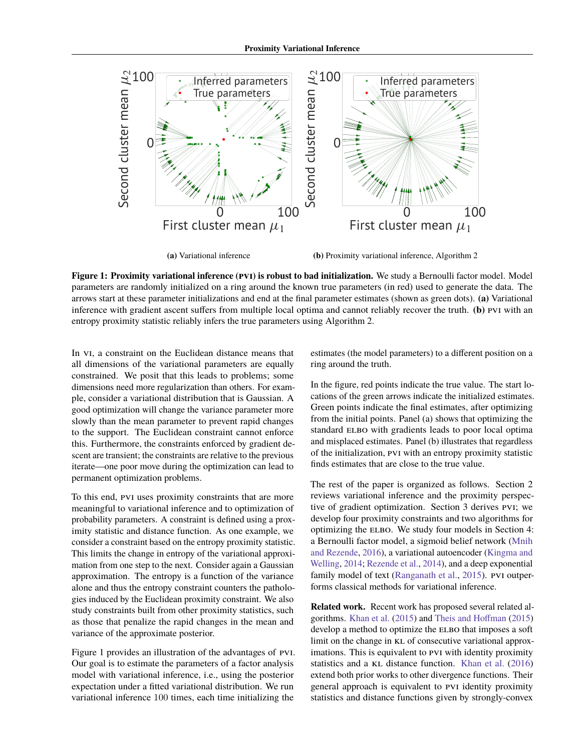(a) Variational inference

(b) Proximity variational inference, Algorithm 2

**Figure 1: Proximity variational inference (PVI) is robust to bad initialization.** We study a Bernoulli factor model. Model parameters are randomly initialized on a ring around the known true parameters (in red) used to generate the data. The arrows start at these parameter initializations and end at the final parameter estimates (shown as green dots). **(a)** Variational inference with gradient ascent suffers from multiple local optima and cannot reliably recover the truth. **(b)** PVI with an entropy proximity statistic reliably infers the true parameters using Algorithm 2.

In VI, a constraint on the Euclidean distance means that all dimensions of the variational parameters are equally constrained. We posit that this leads to problems; some dimensions need more regularization than others. For example, consider a variational distribution that is Gaussian. A good optimization will change the variance parameter more slowly than the mean parameter to prevent rapid changes to the support. The Euclidean constraint cannot enforce this. Furthermore, the constraints enforced by gradient descent are transient; the constraints are relative to the previous iterate—one poor move during the optimization can lead to permanent optimization problems.

To this end, PVI uses proximity constraints that are more meaningful to variational inference and to optimization of probability parameters. A constraint is defined using a proximity statistic and distance function. As one example, we consider a constraint based on the entropy proximity statistic. This limits the change in entropy of the variational approximation from one step to the next. Consider again a Gaussian approximation. The entropy is a function of the variance alone and thus the entropy constraint counters the pathologies induced by the Euclidean proximity constraint. We also study constraints built from other proximity statistics, such as those that penalize the rapid changes in the mean and variance of the approximate posterior.

Figure 1 provides an illustration of the advantages of PVI. Our goal is to estimate the parameters of a factor analysis model with variational inference, i.e., using the posterior expectation under a fitted variational distribution. We run variational inference 100 times, each time initializing the estimates (the model parameters) to a different position on a ring around the truth.

In the figure, red points indicate the true value. The start locations of the green arrows indicate the initialized estimates. Green points indicate the final estimates, after optimizing from the initial points. Panel (a) shows that optimizing the standard ELBO with gradients leads to poor local optima and misplaced estimates. Panel (b) illustrates that regardless of the initialization, PVI with an entropy proximity statistic finds estimates that are close to the true value.

The rest of the paper is organized as follows. Section 2 reviews variational inference and the proximity perspective of gradient optimization. Section 3 derives PVI; we develop four proximity constraints and two algorithms for optimizing the ELBO. We study four models in Section 4: a Bernoulli factor model, a sigmoid belief network (Mnih and Rezende, 2016), a variational autoencoder (Kingma and Welling, 2014; Rezende et al., 2014), and a deep exponential family model of text (Ranganath et al., 2015). PVI outperforms classical methods for variational inference.

**Related work.** Recent work has proposed several related algorithms. Khan et al. (2015) and Theis and Hoffman (2015) develop a method to optimize the ELBO that imposes a soft limit on the change in KL of consecutive variational approximations. This is equivalent to PVI with identity proximity statistics and a KL distance function. Khan et al. (2016) extend both prior works to other divergence functions. Their general approach is equivalent to PVI identity proximity statistics and distance functions given by strongly-convex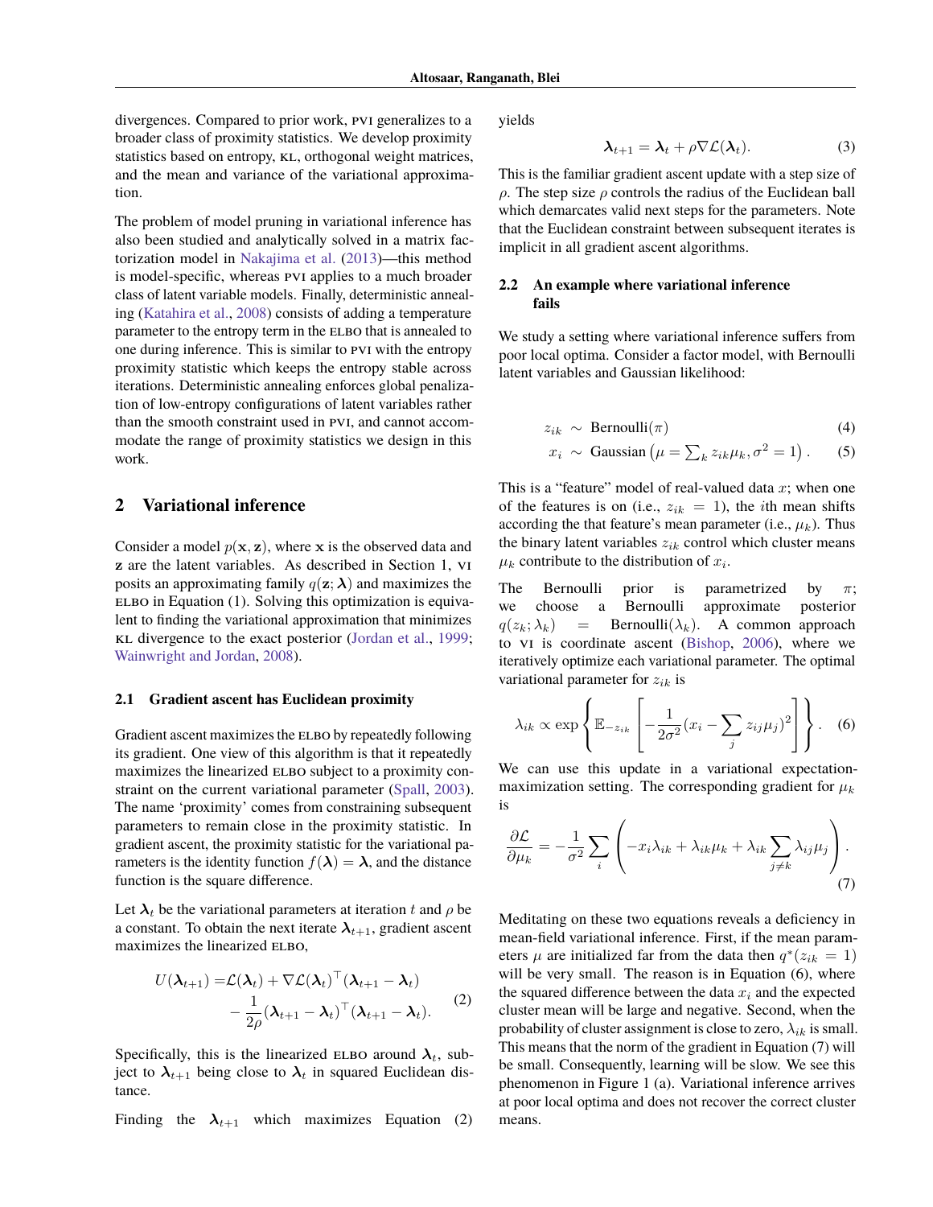divergences. Compared to prior work, PVI generalizes to a broader class of proximity statistics. We develop proximity statistics based on entropy, KL, orthogonal weight matrices, and the mean and variance of the variational approximation.

The problem of model pruning in variational inference has also been studied and analytically solved in a matrix factorization model in Nakajima et al. (2013)—this method is model-specific, whereas PVI applies to a much broader class of latent variable models. Finally, deterministic annealing (Katahira et al., 2008) consists of adding a temperature parameter to the entropy term in the ELBO that is annealed to one during inference. This is similar to PVI with the entropy proximity statistic which keeps the entropy stable across iterations. Deterministic annealing enforces global penalization of low-entropy configurations of latent variables rather than the smooth constraint used in PVI, and cannot accommodate the range of proximity statistics we design in this work.

## 2 Variational inference

Consider a model $p(\mathbf{x}, \mathbf{z})$, where $\mathbf{x}$ is the observed data and $\mathbf{z}$ are the latent variables. As described in Section 1, VI posits an approximating family $q(\mathbf{z}; \boldsymbol{\lambda})$ and maximizes the ELBO in Equation (1). Solving this optimization is equivalent to finding the variational approximation that minimizes KL divergence to the exact posterior (Jordan et al., 1999; Wainwright and Jordan, 2008).

### 2.1 Gradient ascent has Euclidean proximity

Gradient ascent maximizes the ELBO by repeatedly following its gradient. One view of this algorithm is that it repeatedly maximizes the linearized ELBO subject to a proximity constraint on the current variational parameter (Spall, 2003). The name 'proximity' comes from constraining subsequent parameters to remain close in the proximity statistic. In gradient ascent, the proximity statistic for the variational parameters is the identity function $f(\boldsymbol{\lambda}) = \boldsymbol{\lambda}$, and the distance function is the square difference.

Let $\boldsymbol{\lambda}_t$ be the variational parameters at iteration $t$ and $\rho$ be a constant. To obtain the next iterate $\boldsymbol{\lambda}_{t+1}$, gradient ascent maximizes the linearized ELBO,

$$
\begin{aligned}
U(\boldsymbol{\lambda}_{t+1}) = &\mathcal{L}(\boldsymbol{\lambda}_t) + \nabla \mathcal{L}(\boldsymbol{\lambda}_t)^\top (\boldsymbol{\lambda}_{t+1} - \boldsymbol{\lambda}_t) \\
&- \frac{1}{2\rho} (\boldsymbol{\lambda}_{t+1} - \boldsymbol{\lambda}_t)^\top (\boldsymbol{\lambda}_{t+1} - \boldsymbol{\lambda}_t).
\end{aligned} \tag{2}
$$

Specifically, this is the linearized ELBO around $\boldsymbol{\lambda}_t$, subject to $\boldsymbol{\lambda}_{t+1}$ being close to $\boldsymbol{\lambda}_t$ in squared Euclidean distance.

Finding the $\boldsymbol{\lambda}_{t+1}$ which maximizes Equation (2) yields

$$
\boldsymbol{\lambda}_{t+1} = \boldsymbol{\lambda}_t + \rho \nabla \mathcal{L}(\boldsymbol{\lambda}_t). \tag{3}
$$

This is the familiar gradient ascent update with a step size of $\rho$. The step size $\rho$ controls the radius of the Euclidean ball which demarcates valid next steps for the parameters. Note that the Euclidean constraint between subsequent iterates is implicit in all gradient ascent algorithms.

### 2.2 An example where variational inference fails

We study a setting where variational inference suffers from poor local optima. Consider a factor model, with Bernoulli latent variables and Gaussian likelihood:

$$
\begin{aligned}
z_{ik} &\sim \text{Bernoulli}(\pi) &(4)\\
x_i &\sim \text{Gaussian}\left(\mu = \textstyle\sum_k z_{ik}\mu_k, \sigma^2 = 1\right). &(5)
\end{aligned}
$$

This is a "feature" model of real-valued data $x$; when one of the features is on (i.e., $z_{ik} = 1$), the $i$th mean shifts according the that feature's mean parameter (i.e., $\mu_k$). Thus the binary latent variables $z_{ik}$ control which cluster means $\mu_k$ contribute to the distribution of $x_i$.

The Bernoulli prior is parametrized by $\pi$; we choose a Bernoulli approximate posterior $q(z_k; \lambda_k) = \text{Bernoulli}(\lambda_k)$. A common approach to VI is coordinate ascent (Bishop, 2006), where we iteratively optimize each variational parameter. The optimal variational parameter for $z_{ik}$ is

$$
\lambda_{ik} \propto \exp\left\{ \mathbb{E}_{-z_{ik}}\left[ -\frac{1}{2\sigma^2}(x_i - \sum_j z_{ij}\mu_j)^2 \right] \right\}. \tag{6}
$$

We can use this update in a variational expectation-maximization setting. The corresponding gradient for $\mu_k$ is

$$
\frac{\partial \mathcal{L}}{\partial \mu_k} = -\frac{1}{\sigma^2} \sum_i \left( -x_i\lambda_{ik} + \lambda_{ik}\mu_k + \lambda_{ik} \sum_{j \neq k} \lambda_{ij}\mu_j \right). \tag{7}
$$

Meditating on these two equations reveals a deficiency in mean-field variational inference. First, if the mean parameters $\mu$ are initialized far from the data then $q^*(z_{ik} = 1)$ will be very small. The reason is in Equation (6), where the squared difference between the data $x_i$ and the expected cluster mean will be large and negative. Second, when the probability of cluster assignment is close to zero, $\lambda_{ik}$ is small. This means that the norm of the gradient in Equation (7) will be small. Consequently, learning will be slow. We see this phenomenon in Figure 1 (a). Variational inference arrives at poor local optima and does not recover the correct cluster means.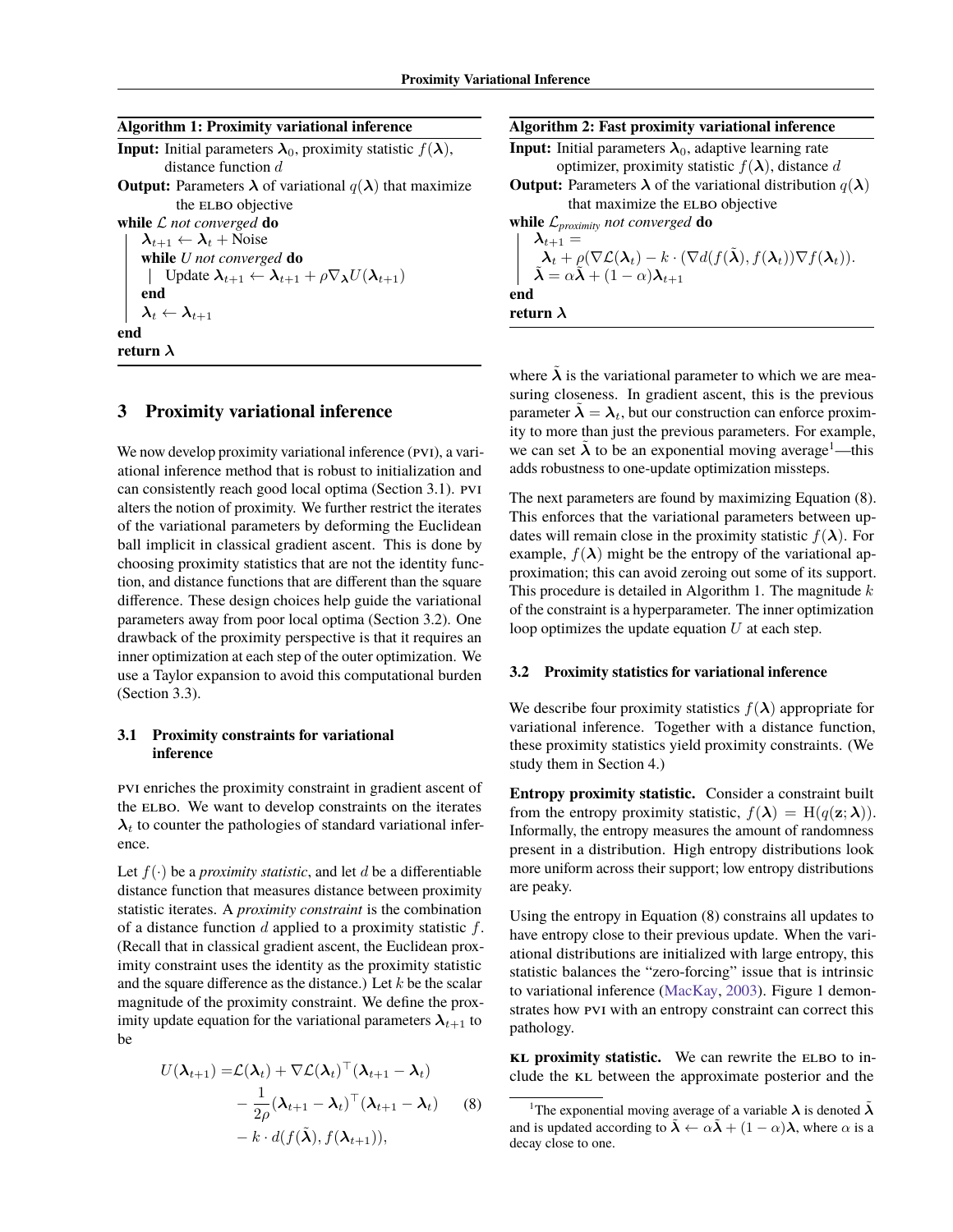**Algorithm 1: Proximity variational inference**

**Input:** Initial parameters $\boldsymbol{\lambda}_0$, proximity statistic $f(\boldsymbol{\lambda})$, distance function $d$

**Output:** Parameters $\boldsymbol{\lambda}$ of variational $q(\boldsymbol{\lambda})$ that maximize the ELBO objective

**while** $\mathcal{L}$ *not converged* **do**

  $\boldsymbol{\lambda}_{t+1} \leftarrow \boldsymbol{\lambda}_t + \text{Noise}$

  **while** *U not converged* **do**

   Update $\boldsymbol{\lambda}_{t+1} \leftarrow \boldsymbol{\lambda}_{t+1} + \rho \nabla_{\boldsymbol{\lambda}} U(\boldsymbol{\lambda}_{t+1})$

  **end**

  $\boldsymbol{\lambda}_t \leftarrow \boldsymbol{\lambda}_{t+1}$

**end**

**return** $\boldsymbol{\lambda}$

**Algorithm 2: Fast proximity variational inference**

**Input:** Initial parameters $\boldsymbol{\lambda}_0$, adaptive learning rate optimizer, proximity statistic $f(\boldsymbol{\lambda})$, distance $d$

**Output:** Parameters $\boldsymbol{\lambda}$ of the variational distribution $q(\boldsymbol{\lambda})$ that maximize the ELBO objective

**while** $\mathcal{L}_{\textit{proximity}}$ *not converged* **do**

  $\boldsymbol{\lambda}_{t+1} = \boldsymbol{\lambda}_t + \rho(\nabla \mathcal{L}(\boldsymbol{\lambda}_t) - k \cdot (\nabla d(f(\tilde{\boldsymbol{\lambda}}), f(\boldsymbol{\lambda}_t)) \nabla f(\boldsymbol{\lambda}_t)).$

  $\tilde{\boldsymbol{\lambda}} = \alpha \tilde{\boldsymbol{\lambda}} + (1-\alpha)\boldsymbol{\lambda}_{t+1}$

**end**

**return** $\boldsymbol{\lambda}$

## 3 Proximity variational inference

We now develop proximity variational inference (PVI), a variational inference method that is robust to initialization and can consistently reach good local optima (Section 3.1). PVI alters the notion of proximity. We further restrict the iterates of the variational parameters by deforming the Euclidean ball implicit in classical gradient ascent. This is done by choosing proximity statistics that are not the identity function, and distance functions that are different than the square difference. These design choices help guide the variational parameters away from poor local optima (Section 3.2). One drawback of the proximity perspective is that it requires an inner optimization at each step of the outer optimization. We use a Taylor expansion to avoid this computational burden (Section 3.3).

### 3.1 Proximity constraints for variational inference

PVI enriches the proximity constraint in gradient ascent of the ELBO. We want to develop constraints on the iterates $\boldsymbol{\lambda}_t$ to counter the pathologies of standard variational inference.

Let $f(\cdot)$ be a *proximity statistic*, and let $d$ be a differentiable distance function that measures distance between proximity statistic iterates. A *proximity constraint* is the combination of a distance function $d$ applied to a proximity statistic $f$. (Recall that in classical gradient ascent, the Euclidean proximity constraint uses the identity as the proximity statistic and the square difference as the distance.) Let $k$ be the scalar magnitude of the proximity constraint. We define the proximity update equation for the variational parameters $\boldsymbol{\lambda}_{t+1}$ to be

$$
\begin{aligned}
U(\boldsymbol{\lambda}_{t+1}) =& \mathcal{L}(\boldsymbol{\lambda}_t) + \nabla \mathcal{L}(\boldsymbol{\lambda}_t)^\top (\boldsymbol{\lambda}_{t+1} - \boldsymbol{\lambda}_t) \\
& - \frac{1}{2\rho}(\boldsymbol{\lambda}_{t+1} - \boldsymbol{\lambda}_t)^\top (\boldsymbol{\lambda}_{t+1} - \boldsymbol{\lambda}_t) \\
& - k \cdot d(f(\tilde{\boldsymbol{\lambda}}), f(\boldsymbol{\lambda}_{t+1})),
\end{aligned} \tag{8}
$$

where $\tilde{\boldsymbol{\lambda}}$ is the variational parameter to which we are measuring closeness. In gradient ascent, this is the previous parameter $\tilde{\boldsymbol{\lambda}} = \boldsymbol{\lambda}_t$, but our construction can enforce proximity to more than just the previous parameters. For example, we can set $\tilde{\boldsymbol{\lambda}}$ to be an exponential moving average[1]—this adds robustness to one-update optimization missteps.

The next parameters are found by maximizing Equation (8). This enforces that the variational parameters between updates will remain close in the proximity statistic $f(\boldsymbol{\lambda})$. For example, $f(\boldsymbol{\lambda})$ might be the entropy of the variational approximation; this can avoid zeroing out some of its support. This procedure is detailed in Algorithm 1. The magnitude $k$ of the constraint is a hyperparameter. The inner optimization loop optimizes the update equation $U$ at each step.

### 3.2 Proximity statistics for variational inference

We describe four proximity statistics $f(\boldsymbol{\lambda})$ appropriate for variational inference. Together with a distance function, these proximity statistics yield proximity constraints. (We study them in Section 4.)

**Entropy proximity statistic.** Consider a constraint built from the entropy proximity statistic, $f(\boldsymbol{\lambda}) = \mathrm{H}(q(\mathbf{z}; \boldsymbol{\lambda}))$. Informally, the entropy measures the amount of randomness present in a distribution. High entropy distributions look more uniform across their support; low entropy distributions are peaky.

Using the entropy in Equation (8) constrains all updates to have entropy close to their previous update. When the variational distributions are initialized with large entropy, this statistic balances the "zero-forcing" issue that is intrinsic to variational inference (MacKay, 2003). Figure 1 demonstrates how PVI with an entropy constraint can correct this pathology.

**KL proximity statistic.** We can rewrite the ELBO to include the KL between the approximate posterior and the

[1] The exponential moving average of a variable $\boldsymbol{\lambda}$ is denoted $\tilde{\boldsymbol{\lambda}}$ and is updated according to $\tilde{\boldsymbol{\lambda}} \leftarrow \alpha \tilde{\boldsymbol{\lambda}} + (1-\alpha)\boldsymbol{\lambda}$, where $\alpha$ is a decay close to one.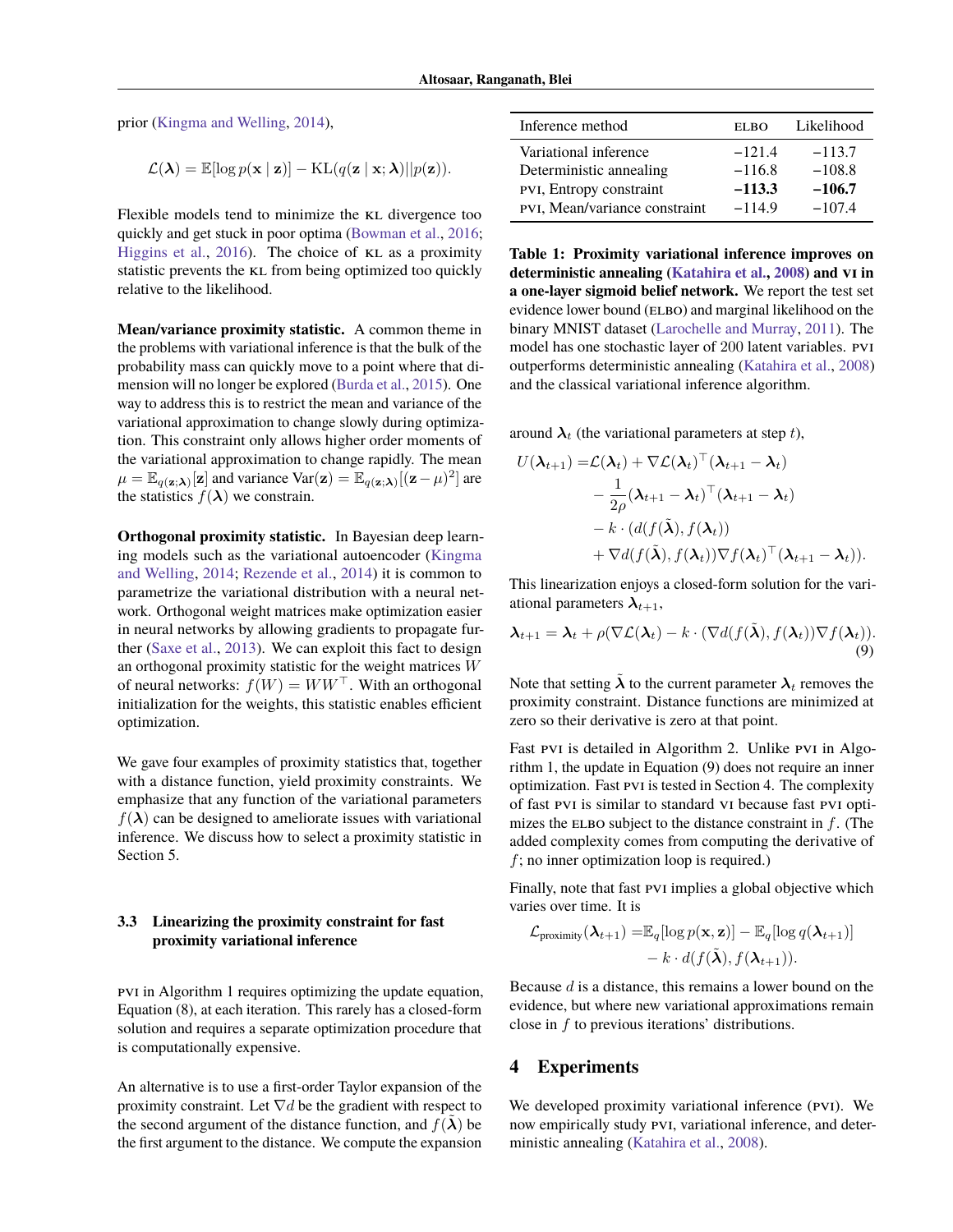prior (Kingma and Welling, 2014),

$$\mathcal{L}(\boldsymbol{\lambda}) = \mathbb{E}[\log p(\mathbf{x} \mid \mathbf{z})] - \mathrm{KL}(q(\mathbf{z} \mid \mathbf{x}; \boldsymbol{\lambda}) || p(\mathbf{z})).$$

Flexible models tend to minimize the KL divergence too quickly and get stuck in poor optima (Bowman et al., 2016; Higgins et al., 2016). The choice of KL as a proximity statistic prevents the KL from being optimized too quickly relative to the likelihood.

**Mean/variance proximity statistic.** A common theme in the problems with variational inference is that the bulk of the probability mass can quickly move to a point where that dimension will no longer be explored (Burda et al., 2015). One way to address this is to restrict the mean and variance of the variational approximation to change slowly during optimization. This constraint only allows higher order moments of the variational approximation to change rapidly. The mean $\mu = \mathbb{E}_{q(\mathbf{z};\boldsymbol{\lambda})}[\mathbf{z}]$ and variance $\mathrm{Var}(\mathbf{z}) = \mathbb{E}_{q(\mathbf{z};\boldsymbol{\lambda})}[(\mathbf{z} - \mu)^2]$ are the statistics $f(\boldsymbol{\lambda})$ we constrain.

**Orthogonal proximity statistic.** In Bayesian deep learning models such as the variational autoencoder (Kingma and Welling, 2014; Rezende et al., 2014) it is common to parametrize the variational distribution with a neural network. Orthogonal weight matrices make optimization easier in neural networks by allowing gradients to propagate further (Saxe et al., 2013). We can exploit this fact to design an orthogonal proximity statistic for the weight matrices $W$ of neural networks: $f(W) = WW^\top$. With an orthogonal initialization for the weights, this statistic enables efficient optimization.

We gave four examples of proximity statistics that, together with a distance function, yield proximity constraints. We emphasize that any function of the variational parameters $f(\boldsymbol{\lambda})$ can be designed to ameliorate issues with variational inference. We discuss how to select a proximity statistic in Section 5.

### 3.3 Linearizing the proximity constraint for fast proximity variational inference

PVI in Algorithm 1 requires optimizing the update equation, Equation (8), at each iteration. This rarely has a closed-form solution and requires a separate optimization procedure that is computationally expensive.

An alternative is to use a first-order Taylor expansion of the proximity constraint. Let $\nabla d$ be the gradient with respect to the second argument of the distance function, and $f(\tilde{\boldsymbol{\lambda}})$ be the first argument to the distance. We compute the expansion

| Inference method | ELBO | Likelihood |
|---|---|---|
| Variational inference | −121.4 | −113.7 |
| Deterministic annealing | −116.8 | −108.8 |
| PVI, Entropy constraint | **−113.3** | **−106.7** |
| PVI, Mean/variance constraint | −114.9 | −107.4 |

**Table 1: Proximity variational inference improves on deterministic annealing (Katahira et al., 2008) and VI in a one-layer sigmoid belief network.** We report the test set evidence lower bound (ELBO) and marginal likelihood on the binary MNIST dataset (Larochelle and Murray, 2011). The model has one stochastic layer of 200 latent variables. PVI outperforms deterministic annealing (Katahira et al., 2008) and the classical variational inference algorithm.

around $\boldsymbol{\lambda}_t$ (the variational parameters at step $t$),

$$\begin{aligned}
U(\boldsymbol{\lambda}_{t+1}) =& \mathcal{L}(\boldsymbol{\lambda}_t) + \nabla \mathcal{L}(\boldsymbol{\lambda}_t)^\top (\boldsymbol{\lambda}_{t+1} - \boldsymbol{\lambda}_t) \\
&- \frac{1}{2\rho}(\boldsymbol{\lambda}_{t+1} - \boldsymbol{\lambda}_t)^\top (\boldsymbol{\lambda}_{t+1} - \boldsymbol{\lambda}_t) \\
&- k \cdot (d(f(\tilde{\boldsymbol{\lambda}}), f(\boldsymbol{\lambda}_t)) \\
&+ \nabla d(f(\tilde{\boldsymbol{\lambda}}), f(\boldsymbol{\lambda}_t)) \nabla f(\boldsymbol{\lambda}_t)^\top (\boldsymbol{\lambda}_{t+1} - \boldsymbol{\lambda}_t)).
\end{aligned}$$

This linearization enjoys a closed-form solution for the variational parameters $\boldsymbol{\lambda}_{t+1}$,

$$\boldsymbol{\lambda}_{t+1} = \boldsymbol{\lambda}_t + \rho(\nabla \mathcal{L}(\boldsymbol{\lambda}_t) - k \cdot (\nabla d(f(\tilde{\boldsymbol{\lambda}}), f(\boldsymbol{\lambda}_t)) \nabla f(\boldsymbol{\lambda}_t)). \tag{9}$$

Note that setting $\tilde{\boldsymbol{\lambda}}$ to the current parameter $\boldsymbol{\lambda}_t$ removes the proximity constraint. Distance functions are minimized at zero so their derivative is zero at that point.

Fast PVI is detailed in Algorithm 2. Unlike PVI in Algorithm 1, the update in Equation (9) does not require an inner optimization. Fast PVI is tested in Section 4. The complexity of fast PVI is similar to standard VI because fast PVI optimizes the ELBO subject to the distance constraint in $f$. (The added complexity comes from computing the derivative of $f$; no inner optimization loop is required.)

Finally, note that fast PVI implies a global objective which varies over time. It is

$$\begin{aligned}
\mathcal{L}_{\text{proximity}}(\boldsymbol{\lambda}_{t+1}) =& \mathbb{E}_q[\log p(\mathbf{x}, \mathbf{z})] - \mathbb{E}_q[\log q(\boldsymbol{\lambda}_{t+1})] \\
&- k \cdot d(f(\tilde{\boldsymbol{\lambda}}), f(\boldsymbol{\lambda}_{t+1})).
\end{aligned}$$

Because $d$ is a distance, this remains a lower bound on the evidence, but where new variational approximations remain close in $f$ to previous iterations' distributions.

## 4 Experiments

We developed proximity variational inference (PVI). We now empirically study PVI, variational inference, and deterministic annealing (Katahira et al., 2008).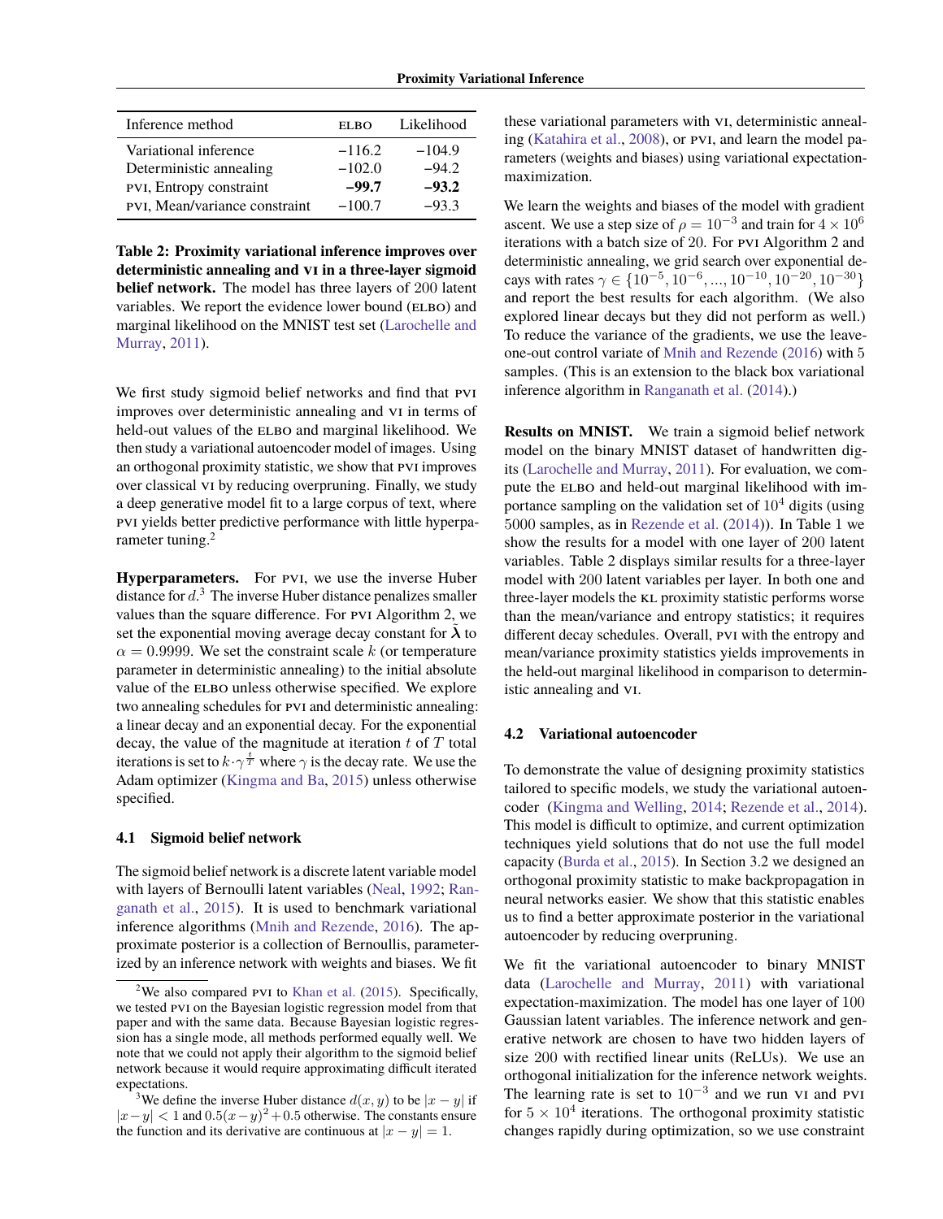| Inference method | ELBO | Likelihood |
| --- | --- | --- |
| Variational inference | −116.2 | −104.9 |
| Deterministic annealing | −102.0 | −94.2 |
| PVI, Entropy constraint | **−99.7** | **−93.2** |
| PVI, Mean/variance constraint | −100.7 | −93.3 |

**Table 2: Proximity variational inference improves over deterministic annealing and VI in a three-layer sigmoid belief network.** The model has three layers of 200 latent variables. We report the evidence lower bound (ELBO) and marginal likelihood on the MNIST test set (Larochelle and Murray, 2011).

We first study sigmoid belief networks and find that PVI improves over deterministic annealing and VI in terms of held-out values of the ELBO and marginal likelihood. We then study a variational autoencoder model of images. Using an orthogonal proximity statistic, we show that PVI improves over classical VI by reducing overpruning. Finally, we study a deep generative model fit to a large corpus of text, where PVI yields better predictive performance with little hyperparameter tuning.[2]

**Hyperparameters.** For PVI, we use the inverse Huber distance for $d$.[3] The inverse Huber distance penalizes smaller values than the square difference. For PVI Algorithm 2, we set the exponential moving average decay constant for $\tilde{\boldsymbol{\lambda}}$ to $\alpha = 0.9999$. We set the constraint scale $k$ (or temperature parameter in deterministic annealing) to the initial absolute value of the ELBO unless otherwise specified. We explore two annealing schedules for PVI and deterministic annealing: a linear decay and an exponential decay. For the exponential decay, the value of the magnitude at iteration $t$ of $T$ total iterations is set to $k \cdot \gamma^{\frac{t}{T}}$ where $\gamma$ is the decay rate. We use the Adam optimizer (Kingma and Ba, 2015) unless otherwise specified.

### 4.1 Sigmoid belief network

The sigmoid belief network is a discrete latent variable model with layers of Bernoulli latent variables (Neal, 1992; Ranganath et al., 2015). It is used to benchmark variational inference algorithms (Mnih and Rezende, 2016). The approximate posterior is a collection of Bernoullis, parameterized by an inference network with weights and biases. We fit these variational parameters with VI, deterministic annealing (Katahira et al., 2008), or PVI, and learn the model parameters (weights and biases) using variational expectation-maximization.

We learn the weights and biases of the model with gradient ascent. We use a step size of $\rho = 10^{-3}$ and train for $4 \times 10^6$ iterations with a batch size of 20. For PVI Algorithm 2 and deterministic annealing, we grid search over exponential decays with rates $\gamma \in \{10^{-5}, 10^{-6}, ..., 10^{-10}, 10^{-20}, 10^{-30}\}$ and report the best results for each algorithm. (We also explored linear decays but they did not perform as well.) To reduce the variance of the gradients, we use the leave-one-out control variate of Mnih and Rezende (2016) with 5 samples. (This is an extension to the black box variational inference algorithm in Ranganath et al. (2014).)

**Results on MNIST.** We train a sigmoid belief network model on the binary MNIST dataset of handwritten digits (Larochelle and Murray, 2011). For evaluation, we compute the ELBO and held-out marginal likelihood with importance sampling on the validation set of $10^4$ digits (using 5000 samples, as in Rezende et al. (2014)). In Table 1 we show the results for a model with one layer of 200 latent variables. Table 2 displays similar results for a three-layer model with 200 latent variables per layer. In both one and three-layer models the KL proximity statistic performs worse than the mean/variance and entropy statistics; it requires different decay schedules. Overall, PVI with the entropy and mean/variance proximity statistics yields improvements in the held-out marginal likelihood in comparison to deterministic annealing and VI.

### 4.2 Variational autoencoder

To demonstrate the value of designing proximity statistics tailored to specific models, we study the variational autoencoder (Kingma and Welling, 2014; Rezende et al., 2014). This model is difficult to optimize, and current optimization techniques yield solutions that do not use the full model capacity (Burda et al., 2015). In Section 3.2 we designed an orthogonal proximity statistic to make backpropagation in neural networks easier. We show that this statistic enables us to find a better approximate posterior in the variational autoencoder by reducing overpruning.

We fit the variational autoencoder to binary MNIST data (Larochelle and Murray, 2011) with variational expectation-maximization. The model has one layer of 100 Gaussian latent variables. The inference network and generative network are chosen to have two hidden layers of size 200 with rectified linear units (ReLUs). We use an orthogonal initialization for the inference network weights. The learning rate is set to $10^{-3}$ and we run VI and PVI for $5 \times 10^4$ iterations. The orthogonal proximity statistic changes rapidly during optimization, so we use constraint

[2] We also compared PVI to Khan et al. (2015). Specifically, we tested PVI on the Bayesian logistic regression model from that paper and with the same data. Because Bayesian logistic regression has a single mode, all methods performed equally well. We note that we could not apply their algorithm to the sigmoid belief network because it would require approximating difficult iterated expectations.

[3] We define the inverse Huber distance $d(x, y)$ to be $|x - y|$ if $|x - y| < 1$ and $0.5(x - y)^2 + 0.5$ otherwise. The constants ensure the function and its derivative are continuous at $|x - y| = 1$.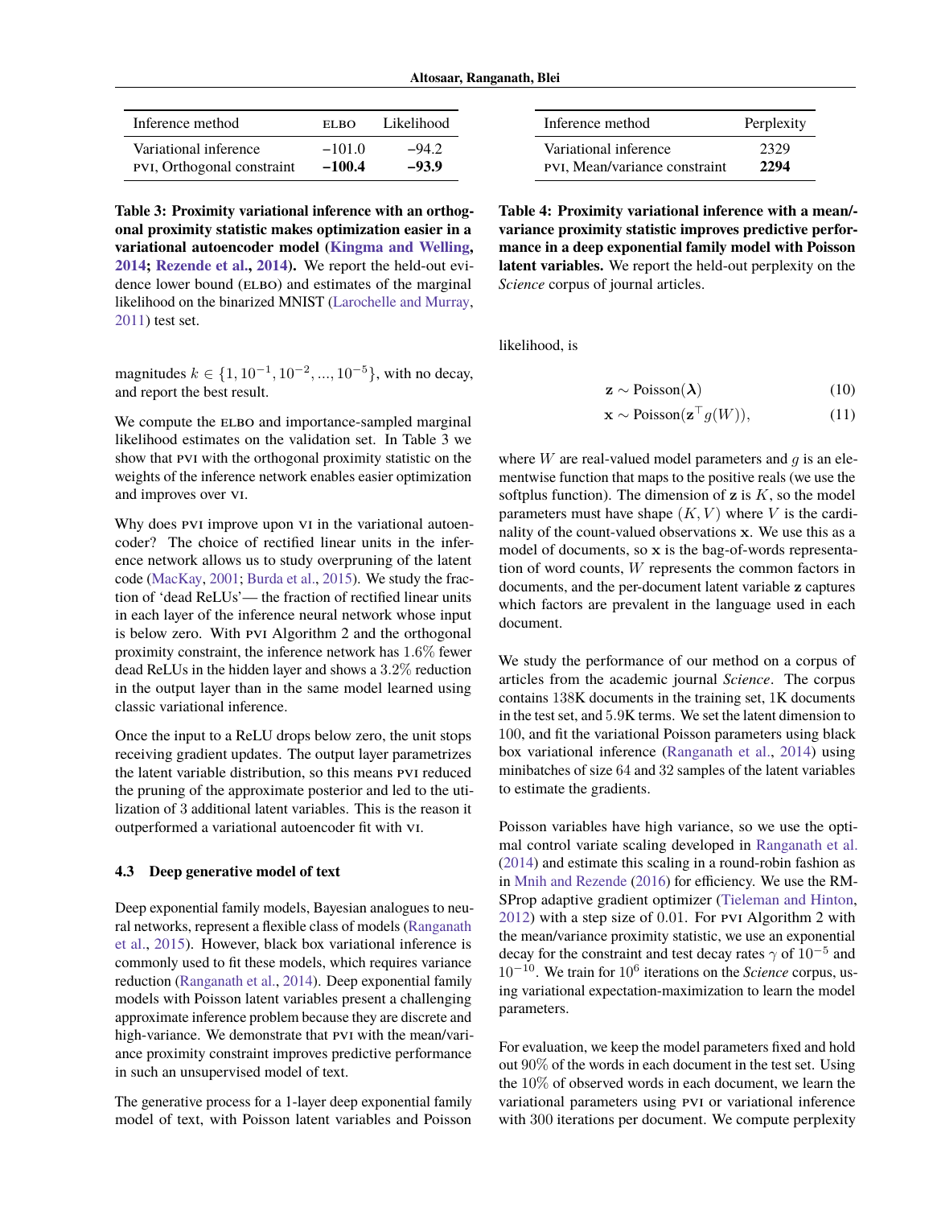| Inference method | ELBO | Likelihood |
|---|---|---|
| Variational inference | −101.0 | −94.2 |
| PVI, Orthogonal constraint | **−100.4** | **−93.9** |

**Table 3: Proximity variational inference with an orthogonal proximity statistic makes optimization easier in a variational autoencoder model (Kingma and Welling, 2014; Rezende et al., 2014).** We report the held-out evidence lower bound (ELBO) and estimates of the marginal likelihood on the binarized MNIST (Larochelle and Murray, 2011) test set.

magnitudes $k \in \{1, 10^{-1}, 10^{-2}, ..., 10^{-5}\}$, with no decay, and report the best result.

We compute the ELBO and importance-sampled marginal likelihood estimates on the validation set. In Table 3 we show that PVI with the orthogonal proximity statistic on the weights of the inference network enables easier optimization and improves over VI.

Why does PVI improve upon VI in the variational autoencoder? The choice of rectified linear units in the inference network allows us to study overpruning of the latent code (MacKay, 2001; Burda et al., 2015). We study the fraction of 'dead ReLUs'— the fraction of rectified linear units in each layer of the inference neural network whose input is below zero. With PVI Algorithm 2 and the orthogonal proximity constraint, the inference network has $1.6\%$ fewer dead ReLUs in the hidden layer and shows a $3.2\%$ reduction in the output layer than in the same model learned using classic variational inference.

Once the input to a ReLU drops below zero, the unit stops receiving gradient updates. The output layer parametrizes the latent variable distribution, so this means PVI reduced the pruning of the approximate posterior and led to the utilization of 3 additional latent variables. This is the reason it outperformed a variational autoencoder fit with VI.

### 4.3 Deep generative model of text

Deep exponential family models, Bayesian analogues to neural networks, represent a flexible class of models (Ranganath et al., 2015). However, black box variational inference is commonly used to fit these models, which requires variance reduction (Ranganath et al., 2014). Deep exponential family models with Poisson latent variables present a challenging approximate inference problem because they are discrete and high-variance. We demonstrate that PVI with the mean/variance proximity constraint improves predictive performance in such an unsupervised model of text.

The generative process for a 1-layer deep exponential family model of text, with Poisson latent variables and Poisson likelihood, is

$$\mathbf{z} \sim \text{Poisson}(\boldsymbol{\lambda}) \tag{10}$$

$$\mathbf{x} \sim \text{Poisson}(\mathbf{z}^\top g(W)), \tag{11}$$

where $W$ are real-valued model parameters and $g$ is an elementwise function that maps to the positive reals (we use the softplus function). The dimension of $\mathbf{z}$ is $K$, so the model parameters must have shape $(K, V)$ where $V$ is the cardinality of the count-valued observations $\mathbf{x}$. We use this as a model of documents, so $\mathbf{x}$ is the bag-of-words representation of word counts, $W$ represents the common factors in documents, and the per-document latent variable $\mathbf{z}$ captures which factors are prevalent in the language used in each document.

| Inference method | Perplexity |
|---|---|
| Variational inference | 2329 |
| PVI, Mean/variance constraint | **2294** |

**Table 4: Proximity variational inference with a mean/variance proximity statistic improves predictive performance in a deep exponential family model with Poisson latent variables.** We report the held-out perplexity on the *Science* corpus of journal articles.

We study the performance of our method on a corpus of articles from the academic journal *Science*. The corpus contains 138K documents in the training set, 1K documents in the test set, and 5.9K terms. We set the latent dimension to 100, and fit the variational Poisson parameters using black box variational inference (Ranganath et al., 2014) using minibatches of size 64 and 32 samples of the latent variables to estimate the gradients.

Poisson variables have high variance, so we use the optimal control variate scaling developed in Ranganath et al. (2014) and estimate this scaling in a round-robin fashion as in Mnih and Rezende (2016) for efficiency. We use the RMSProp adaptive gradient optimizer (Tieleman and Hinton, 2012) with a step size of $0.01$. For PVI Algorithm 2 with the mean/variance proximity statistic, we use an exponential decay for the constraint and test decay rates $\gamma$ of $10^{-5}$ and $10^{-10}$. We train for $10^6$ iterations on the *Science* corpus, using variational expectation-maximization to learn the model parameters.

For evaluation, we keep the model parameters fixed and hold out $90\%$ of the words in each document in the test set. Using the $10\%$ of observed words in each document, we learn the variational parameters using PVI or variational inference with 300 iterations per document. We compute perplexity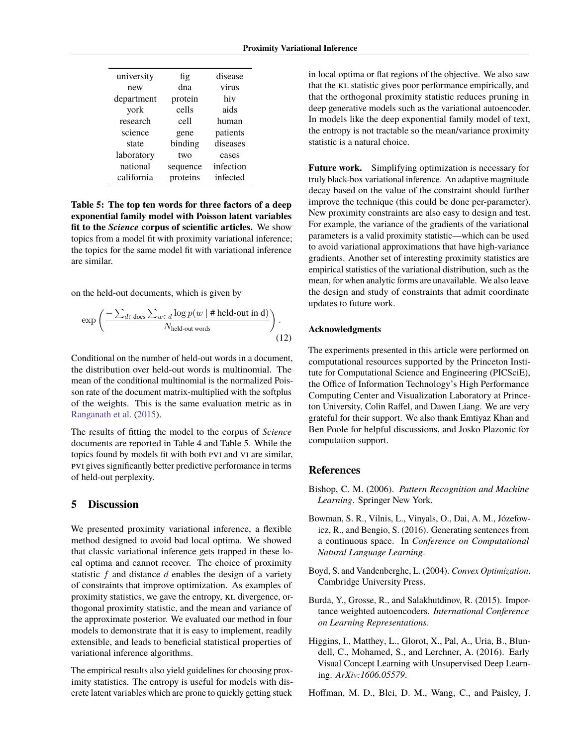| university | fig | disease |
|---|---|---|
| new | dna | virus |
| department | protein | hiv |
| york | cells | aids |
| research | cell | human |
| science | gene | patients |
| state | binding | diseases |
| laboratory | two | cases |
| national | sequence | infection |
| california | proteins | infected |

**Table 5: The top ten words for three factors of a deep exponential family model with Poisson latent variables fit to the *Science* corpus of scientific articles.** We show topics from a model fit with proximity variational inference; the topics for the same model fit with variational inference are similar.

on the held-out documents, which is given by

$$\exp\left(\frac{-\sum_{d \in \text{docs}} \sum_{w \in d} \log p(w \mid \text{\# held-out in d})}{N_{\text{held-out words}}}\right). \tag{12}$$

Conditional on the number of held-out words in a document, the distribution over held-out words is multinomial. The mean of the conditional multinomial is the normalized Poisson rate of the document matrix-multiplied with the softplus of the weights. This is the same evaluation metric as in Ranganath et al. (2015).

The results of fitting the model to the corpus of *Science* documents are reported in Table 4 and Table 5. While the topics found by models fit with both PVI and VI are similar, PVI gives significantly better predictive performance in terms of held-out perplexity.

## 5 Discussion

We presented proximity variational inference, a flexible method designed to avoid bad local optima. We showed that classic variational inference gets trapped in these local optima and cannot recover. The choice of proximity statistic $f$ and distance $d$ enables the design of a variety of constraints that improve optimization. As examples of proximity statistics, we gave the entropy, KL divergence, orthogonal proximity statistic, and the mean and variance of the approximate posterior. We evaluated our method in four models to demonstrate that it is easy to implement, readily extensible, and leads to beneficial statistical properties of variational inference algorithms.

The empirical results also yield guidelines for choosing proximity statistics. The entropy is useful for models with discrete latent variables which are prone to quickly getting stuck in local optima or flat regions of the objective. We also saw that the KL statistic gives poor performance empirically, and that the orthogonal proximity statistic reduces pruning in deep generative models such as the variational autoencoder. In models like the deep exponential family model of text, the entropy is not tractable so the mean/variance proximity statistic is a natural choice.

**Future work.** Simplifying optimization is necessary for truly black-box variational inference. An adaptive magnitude decay based on the value of the constraint should further improve the technique (this could be done per-parameter). New proximity constraints are also easy to design and test. For example, the variance of the gradients of the variational parameters is a valid proximity statistic—which can be used to avoid variational approximations that have high-variance gradients. Another set of interesting proximity statistics are empirical statistics of the variational distribution, such as the mean, for when analytic forms are unavailable. We also leave the design and study of constraints that admit coordinate updates to future work.

### Acknowledgments

The experiments presented in this article were performed on computational resources supported by the Princeton Institute for Computational Science and Engineering (PICSciE), the Office of Information Technology's High Performance Computing Center and Visualization Laboratory at Princeton University, Colin Raffel, and Dawen Liang. We are very grateful for their support. We also thank Emtiyaz Khan and Ben Poole for helpful discussions, and Josko Plazonic for computation support.

## References

Bishop, C. M. (2006). *Pattern Recognition and Machine Learning*. Springer New York.

Bowman, S. R., Vilnis, L., Vinyals, O., Dai, A. M., Józefowicz, R., and Bengio, S. (2016). Generating sentences from a continuous space. In *Conference on Computational Natural Language Learning*.

Boyd, S. and Vandenberghe, L. (2004). *Convex Optimization*. Cambridge University Press.

Burda, Y., Grosse, R., and Salakhutdinov, R. (2015). Importance weighted autoencoders. *International Conference on Learning Representations*.

Higgins, I., Matthey, L., Glorot, X., Pal, A., Uria, B., Blundell, C., Mohamed, S., and Lerchner, A. (2016). Early Visual Concept Learning with Unsupervised Deep Learning. *ArXiv:1606.05579*.

Hoffman, M. D., Blei, D. M., Wang, C., and Paisley, J.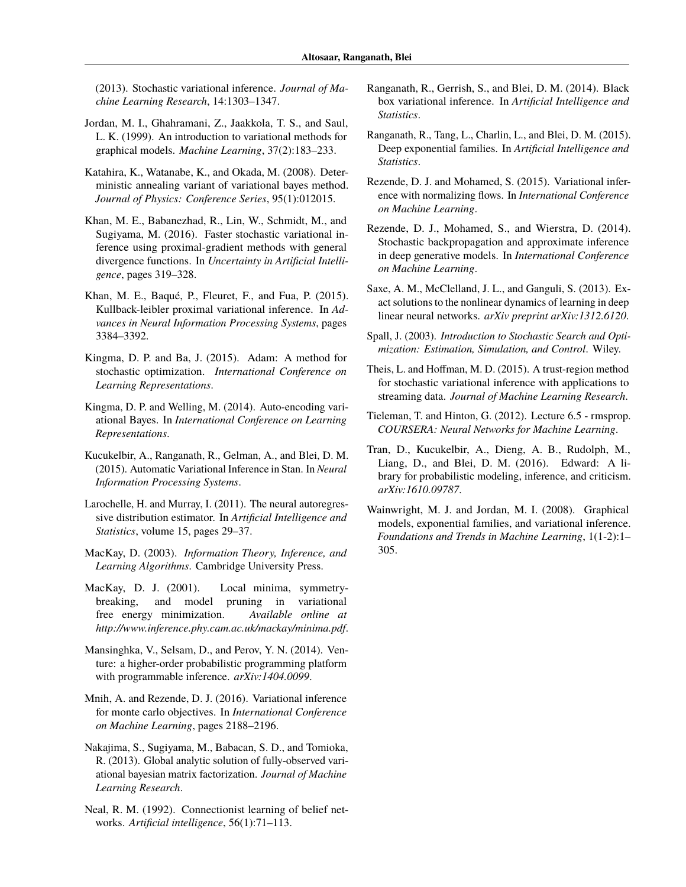(2013). Stochastic variational inference. *Journal of Machine Learning Research*, 14:1303–1347.

Jordan, M. I., Ghahramani, Z., Jaakkola, T. S., and Saul, L. K. (1999). An introduction to variational methods for graphical models. *Machine Learning*, 37(2):183–233.

Katahira, K., Watanabe, K., and Okada, M. (2008). Deterministic annealing variant of variational bayes method. *Journal of Physics: Conference Series*, 95(1):012015.

Khan, M. E., Babanezhad, R., Lin, W., Schmidt, M., and Sugiyama, M. (2016). Faster stochastic variational inference using proximal-gradient methods with general divergence functions. In *Uncertainty in Artificial Intelligence*, pages 319–328.

Khan, M. E., Baqué, P., Fleuret, F., and Fua, P. (2015). Kullback-leibler proximal variational inference. In *Advances in Neural Information Processing Systems*, pages 3384–3392.

Kingma, D. P. and Ba, J. (2015). Adam: A method for stochastic optimization. *International Conference on Learning Representations*.

Kingma, D. P. and Welling, M. (2014). Auto-encoding variational Bayes. In *International Conference on Learning Representations*.

Kucukelbir, A., Ranganath, R., Gelman, A., and Blei, D. M. (2015). Automatic Variational Inference in Stan. In *Neural Information Processing Systems*.

Larochelle, H. and Murray, I. (2011). The neural autoregressive distribution estimator. In *Artificial Intelligence and Statistics*, volume 15, pages 29–37.

MacKay, D. (2003). *Information Theory, Inference, and Learning Algorithms*. Cambridge University Press.

MacKay, D. J. (2001). Local minima, symmetry-breaking, and model pruning in variational free energy minimization. *Available online at http://www.inference.phy.cam.ac.uk/mackay/minima.pdf*.

Mansinghka, V., Selsam, D., and Perov, Y. N. (2014). Venture: a higher-order probabilistic programming platform with programmable inference. *arXiv:1404.0099*.

Mnih, A. and Rezende, D. J. (2016). Variational inference for monte carlo objectives. In *International Conference on Machine Learning*, pages 2188–2196.

Nakajima, S., Sugiyama, M., Babacan, S. D., and Tomioka, R. (2013). Global analytic solution of fully-observed variational bayesian matrix factorization. *Journal of Machine Learning Research*.

Neal, R. M. (1992). Connectionist learning of belief networks. *Artificial intelligence*, 56(1):71–113.

Ranganath, R., Gerrish, S., and Blei, D. M. (2014). Black box variational inference. In *Artificial Intelligence and Statistics*.

Ranganath, R., Tang, L., Charlin, L., and Blei, D. M. (2015). Deep exponential families. In *Artificial Intelligence and Statistics*.

Rezende, D. J. and Mohamed, S. (2015). Variational inference with normalizing flows. In *International Conference on Machine Learning*.

Rezende, D. J., Mohamed, S., and Wierstra, D. (2014). Stochastic backpropagation and approximate inference in deep generative models. In *International Conference on Machine Learning*.

Saxe, A. M., McClelland, J. L., and Ganguli, S. (2013). Exact solutions to the nonlinear dynamics of learning in deep linear neural networks. *arXiv preprint arXiv:1312.6120*.

Spall, J. (2003). *Introduction to Stochastic Search and Optimization: Estimation, Simulation, and Control*. Wiley.

Theis, L. and Hoffman, M. D. (2015). A trust-region method for stochastic variational inference with applications to streaming data. *Journal of Machine Learning Research*.

Tieleman, T. and Hinton, G. (2012). Lecture 6.5 - rmsprop. *COURSERA: Neural Networks for Machine Learning*.

Tran, D., Kucukelbir, A., Dieng, A. B., Rudolph, M., Liang, D., and Blei, D. M. (2016). Edward: A library for probabilistic modeling, inference, and criticism. *arXiv:1610.09787*.

Wainwright, M. J. and Jordan, M. I. (2008). Graphical models, exponential families, and variational inference. *Foundations and Trends in Machine Learning*, 1(1-2):1–305.